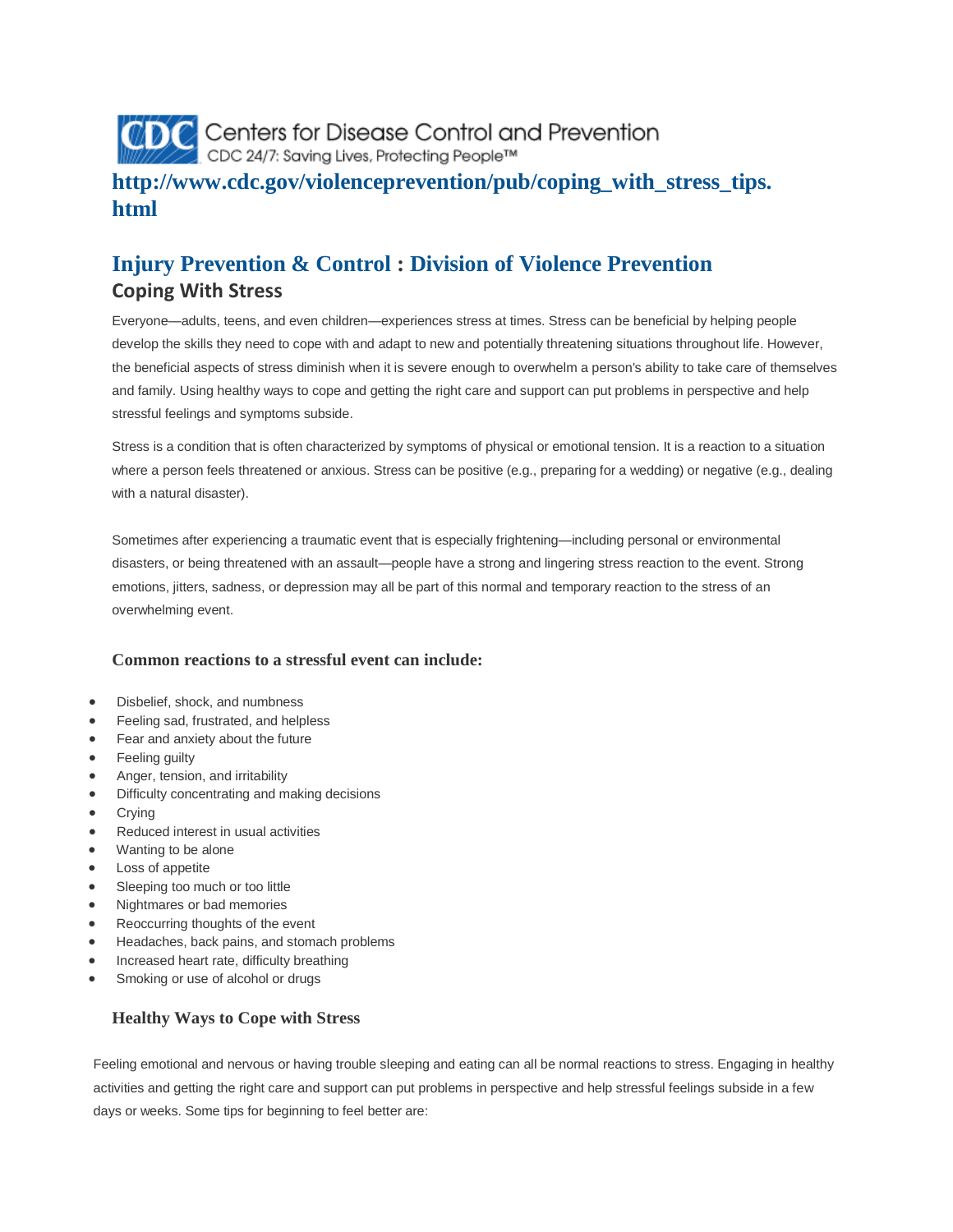Centers for Disease Control and Prevention

CDC 24/7: Saving Lives, Protecting People™

## http://www.cdc.gov/violenceprevention/pub/coping_with_stress_tips.html

## Injury Prevention & Control : Division of Violence Prevention

# Coping With Stress

Everyone—adults, teens, and even children—experiences stress at times. Stress can be beneficial by helping people develop the skills they need to cope with and adapt to new and potentially threatening situations throughout life. However, the beneficial aspects of stress diminish when it is severe enough to overwhelm a person's ability to take care of themselves and family. Using healthy ways to cope and getting the right care and support can put problems in perspective and help stressful feelings and symptoms subside.

Stress is a condition that is often characterized by symptoms of physical or emotional tension. It is a reaction to a situation where a person feels threatened or anxious. Stress can be positive (e.g., preparing for a wedding) or negative (e.g., dealing with a natural disaster).

Sometimes after experiencing a traumatic event that is especially frightening—including personal or environmental disasters, or being threatened with an assault—people have a strong and lingering stress reaction to the event. Strong emotions, jitters, sadness, or depression may all be part of this normal and temporary reaction to the stress of an overwhelming event.

### Common reactions to a stressful event can include:

- Disbelief, shock, and numbness
- Feeling sad, frustrated, and helpless
- Fear and anxiety about the future
- Feeling guilty
- Anger, tension, and irritability
- Difficulty concentrating and making decisions
- Crying
- Reduced interest in usual activities
- Wanting to be alone
- Loss of appetite
- Sleeping too much or too little
- Nightmares or bad memories
- Reoccurring thoughts of the event
- Headaches, back pains, and stomach problems
- Increased heart rate, difficulty breathing
- Smoking or use of alcohol or drugs

### Healthy Ways to Cope with Stress

Feeling emotional and nervous or having trouble sleeping and eating can all be normal reactions to stress. Engaging in healthy activities and getting the right care and support can put problems in perspective and help stressful feelings subside in a few days or weeks. Some tips for beginning to feel better are: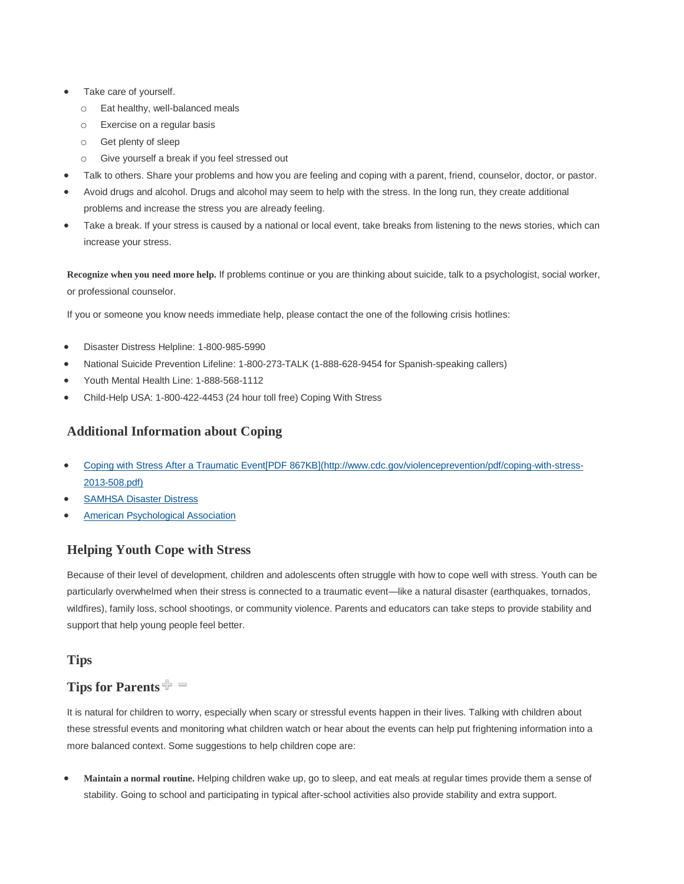- Take care of yourself.
  - Eat healthy, well-balanced meals
  - Exercise on a regular basis
  - Get plenty of sleep
  - Give yourself a break if you feel stressed out
- Talk to others. Share your problems and how you are feeling and coping with a parent, friend, counselor, doctor, or pastor.
- Avoid drugs and alcohol. Drugs and alcohol may seem to help with the stress. In the long run, they create additional problems and increase the stress you are already feeling.
- Take a break. If your stress is caused by a national or local event, take breaks from listening to the news stories, which can increase your stress.

**Recognize when you need more help.** If problems continue or you are thinking about suicide, talk to a psychologist, social worker, or professional counselor.

If you or someone you know needs immediate help, please contact the one of the following crisis hotlines:

- Disaster Distress Helpline: 1-800-985-5990
- National Suicide Prevention Lifeline: 1-800-273-TALK (1-888-628-9454 for Spanish-speaking callers)
- Youth Mental Health Line: 1-888-568-1112
- Child-Help USA: 1-800-422-4453 (24 hour toll free) Coping With Stress

## Additional Information about Coping

- [Coping with Stress After a Traumatic Event[PDF 867KB](http://www.cdc.gov/violenceprevention/pdf/coping-with-stress-2013-508.pdf)]
- SAMHSA Disaster Distress
- American Psychological Association

## Helping Youth Cope with Stress

Because of their level of development, children and adolescents often struggle with how to cope well with stress. Youth can be particularly overwhelmed when their stress is connected to a traumatic event—like a natural disaster (earthquakes, tornados, wildfires), family loss, school shootings, or community violence. Parents and educators can take steps to provide stability and support that help young people feel better.

## Tips

## Tips for Parents

It is natural for children to worry, especially when scary or stressful events happen in their lives. Talking with children about these stressful events and monitoring what children watch or hear about the events can help put frightening information into a more balanced context. Some suggestions to help children cope are:

- **Maintain a normal routine.** Helping children wake up, go to sleep, and eat meals at regular times provide them a sense of stability. Going to school and participating in typical after-school activities also provide stability and extra support.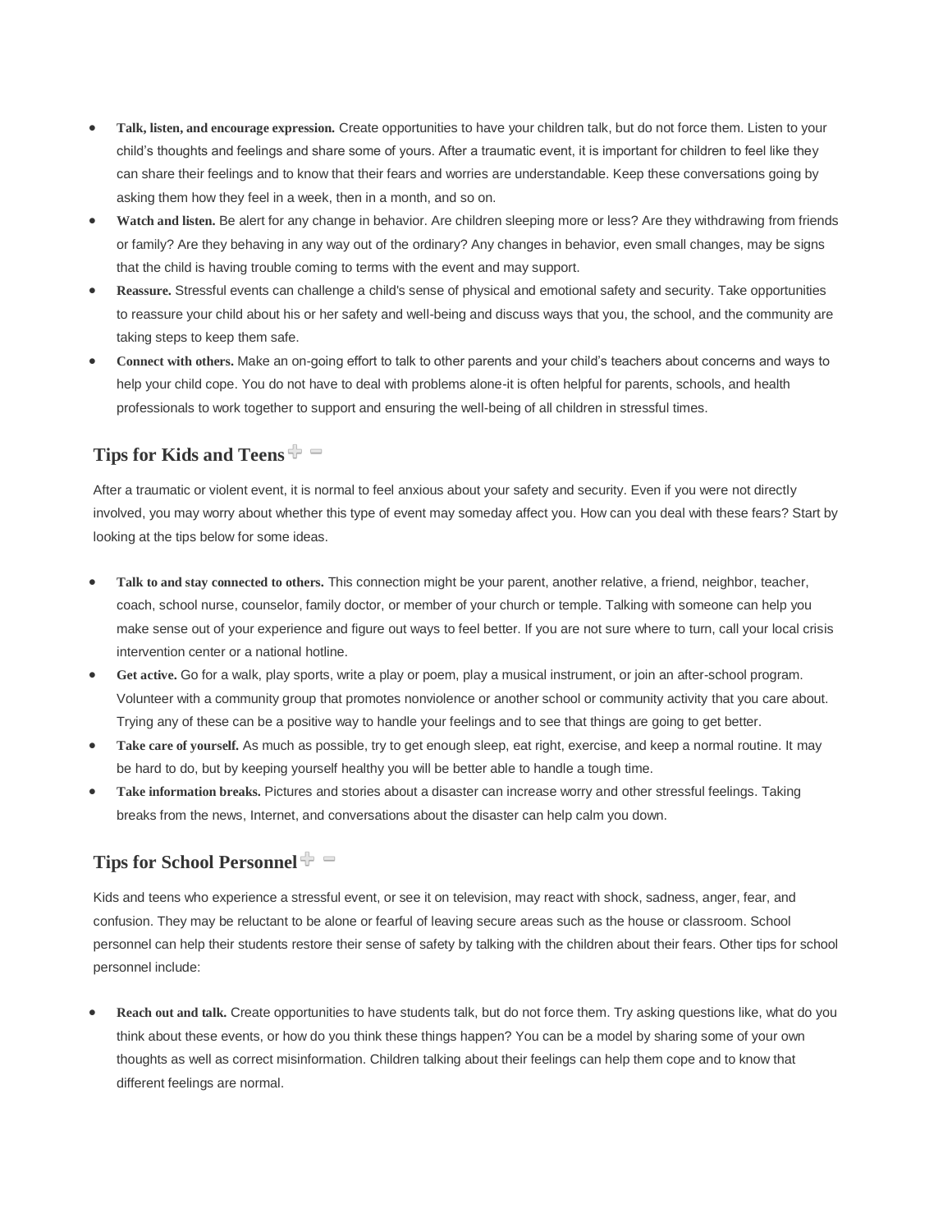- **Talk, listen, and encourage expression.** Create opportunities to have your children talk, but do not force them. Listen to your child's thoughts and feelings and share some of yours. After a traumatic event, it is important for children to feel like they can share their feelings and to know that their fears and worries are understandable. Keep these conversations going by asking them how they feel in a week, then in a month, and so on.
- **Watch and listen.** Be alert for any change in behavior. Are children sleeping more or less? Are they withdrawing from friends or family? Are they behaving in any way out of the ordinary? Any changes in behavior, even small changes, may be signs that the child is having trouble coming to terms with the event and may support.
- **Reassure.** Stressful events can challenge a child's sense of physical and emotional safety and security. Take opportunities to reassure your child about his or her safety and well-being and discuss ways that you, the school, and the community are taking steps to keep them safe.
- **Connect with others.** Make an on-going effort to talk to other parents and your child's teachers about concerns and ways to help your child cope. You do not have to deal with problems alone-it is often helpful for parents, schools, and health professionals to work together to support and ensuring the well-being of all children in stressful times.

## Tips for Kids and Teens

After a traumatic or violent event, it is normal to feel anxious about your safety and security. Even if you were not directly involved, you may worry about whether this type of event may someday affect you. How can you deal with these fears? Start by looking at the tips below for some ideas.

- **Talk to and stay connected to others.** This connection might be your parent, another relative, a friend, neighbor, teacher, coach, school nurse, counselor, family doctor, or member of your church or temple. Talking with someone can help you make sense out of your experience and figure out ways to feel better. If you are not sure where to turn, call your local crisis intervention center or a national hotline.
- **Get active.** Go for a walk, play sports, write a play or poem, play a musical instrument, or join an after-school program. Volunteer with a community group that promotes nonviolence or another school or community activity that you care about. Trying any of these can be a positive way to handle your feelings and to see that things are going to get better.
- **Take care of yourself.** As much as possible, try to get enough sleep, eat right, exercise, and keep a normal routine. It may be hard to do, but by keeping yourself healthy you will be better able to handle a tough time.
- **Take information breaks.** Pictures and stories about a disaster can increase worry and other stressful feelings. Taking breaks from the news, Internet, and conversations about the disaster can help calm you down.

## Tips for School Personnel

Kids and teens who experience a stressful event, or see it on television, may react with shock, sadness, anger, fear, and confusion. They may be reluctant to be alone or fearful of leaving secure areas such as the house or classroom. School personnel can help their students restore their sense of safety by talking with the children about their fears. Other tips for school personnel include:

- **Reach out and talk.** Create opportunities to have students talk, but do not force them. Try asking questions like, what do you think about these events, or how do you think these things happen? You can be a model by sharing some of your own thoughts as well as correct misinformation. Children talking about their feelings can help them cope and to know that different feelings are normal.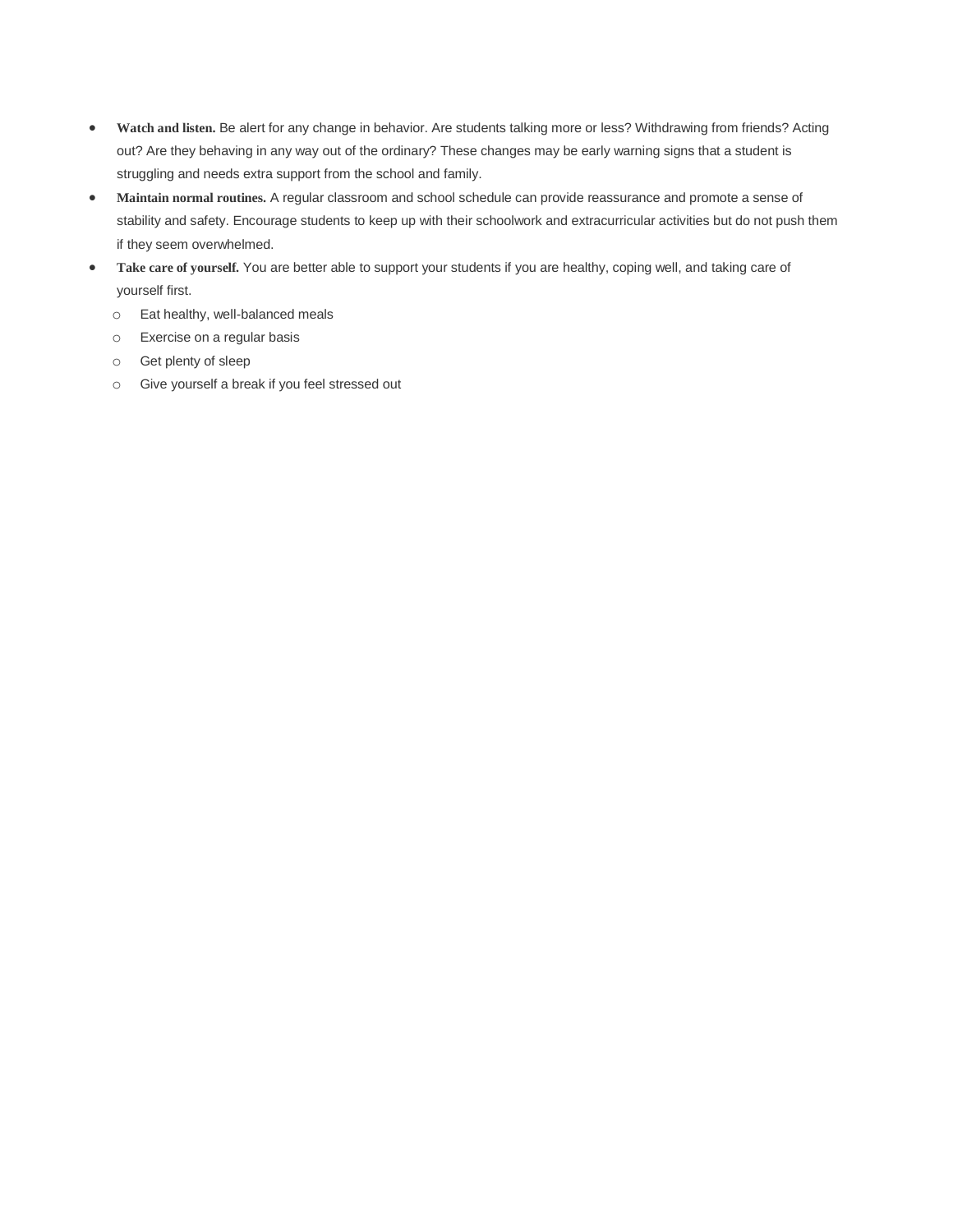- **Watch and listen.** Be alert for any change in behavior. Are students talking more or less? Withdrawing from friends? Acting out? Are they behaving in any way out of the ordinary? These changes may be early warning signs that a student is struggling and needs extra support from the school and family.
- **Maintain normal routines.** A regular classroom and school schedule can provide reassurance and promote a sense of stability and safety. Encourage students to keep up with their schoolwork and extracurricular activities but do not push them if they seem overwhelmed.
- **Take care of yourself.** You are better able to support your students if you are healthy, coping well, and taking care of yourself first.
  - Eat healthy, well-balanced meals
  - Exercise on a regular basis
  - Get plenty of sleep
  - Give yourself a break if you feel stressed out